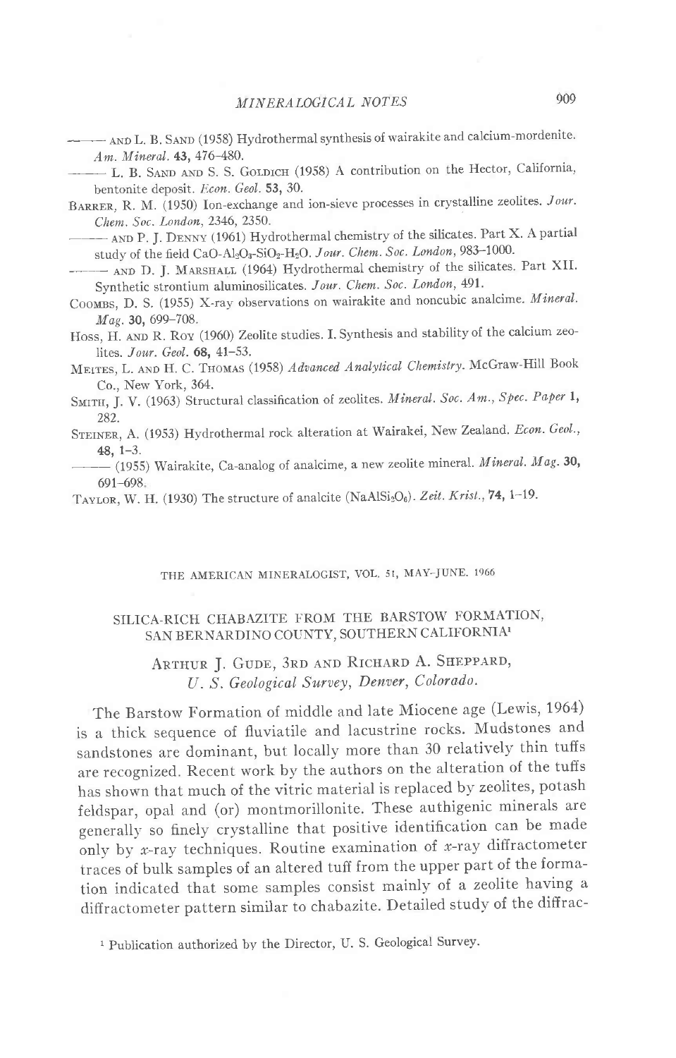——— AND L. B. SAND (1958) Hydrothermal synthesis of wairakite and calcium-mordenite. *Am. Mineral.* **43**, 476–480.

——— L. B. SAND AND S. S. GOLDICH (1958) A contribution on the Hector, California, bentonite deposit. *Econ. Geol.* **53**, 30.

BARRER, R. M. (1950) Ion-exchange and ion-sieve processes in crystalline zeolites. *Jour. Chem. Soc. London*, 2346, 2350.

——— AND P. J. DENNY (1961) Hydrothermal chemistry of the silicates. Part X. A partial study of the field $CaO$-$Al_2O_3$-$SiO_2$-$H_2O$. *Jour. Chem. Soc. London*, 983–1000.

——— AND D. J. MARSHALL (1964) Hydrothermal chemistry of the silicates. Part XII. Synthetic strontium aluminosilicates. *Jour. Chem. Soc. London*, 491.

COOMBS, D. S. (1955) X-ray observations on wairakite and noncubic analcime. *Mineral. Mag.* **30**, 699–708.

HOSS, H. AND R. ROY (1960) Zeolite studies. I. Synthesis and stability of the calcium zeolites. *Jour. Geol.* **68**, 41–53.

MEITES, L. AND H. C. THOMAS (1958) *Advanced Analytical Chemistry*. McGraw-Hill Book Co., New York, 364.

SMITH, J. V. (1963) Structural classification of zeolites. *Mineral. Soc. Am., Spec. Paper* **1**, 282.

STEINER, A. (1953) Hydrothermal rock alteration at Wairakei, New Zealand. *Econ. Geol.*, **48**, 1–3.

——— (1955) Wairakite, Ca-analog of analcime, a new zeolite mineral. *Mineral. Mag.* **30**, 691–698.

TAYLOR, W. H. (1930) The structure of analcite ($NaAlSi_2O_6$). *Zeit. Krist.*, **74**, 1–19.

THE AMERICAN MINERALOGIST, VOL. 51, MAY–JUNE, 1966

# SILICA-RICH CHABAZITE FROM THE BARSTOW FORMATION, SAN BERNARDINO COUNTY, SOUTHERN CALIFORNIA[1]

ARTHUR J. GUDE, 3RD AND RICHARD A. SHEPPARD,
*U. S. Geological Survey, Denver, Colorado.*

The Barstow Formation of middle and late Miocene age (Lewis, 1964) is a thick sequence of fluviatile and lacustrine rocks. Mudstones and sandstones are dominant, but locally more than 30 relatively thin tuffs are recognized. Recent work by the authors on the alteration of the tuffs has shown that much of the vitric material is replaced by zeolites, potash feldspar, opal and (or) montmorillonite. These authigenic minerals are generally so finely crystalline that positive identification can be made only by *x*-ray techniques. Routine examination of *x*-ray diffractometer traces of bulk samples of an altered tuff from the upper part of the formation indicated that some samples consist mainly of a zeolite having a diffractometer pattern similar to chabazite. Detailed study of the diffrac-

[1] Publication authorized by the Director, U. S. Geological Survey.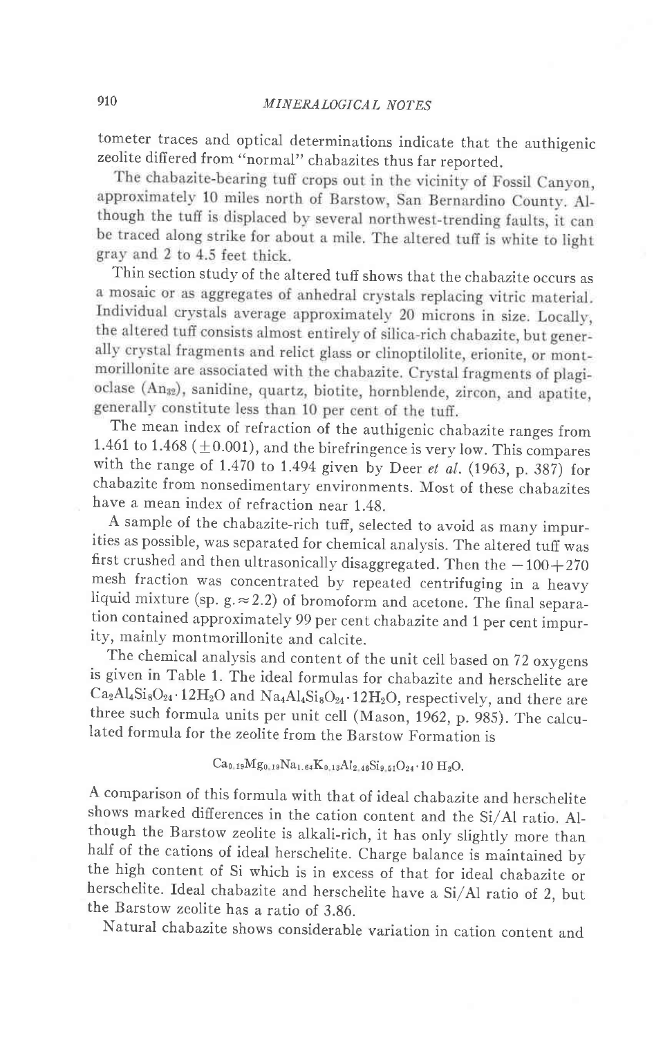tometer traces and optical determinations indicate that the authigenic zeolite differed from "normal" chabazites thus far reported.

The chabazite-bearing tuff crops out in the vicinity of Fossil Canyon, approximately 10 miles north of Barstow, San Bernardino County. Although the tuff is displaced by several northwest-trending faults, it can be traced along strike for about a mile. The altered tuff is white to light gray and 2 to 4.5 feet thick.

Thin section study of the altered tuff shows that the chabazite occurs as a mosaic or as aggregates of anhedral crystals replacing vitric material. Individual crystals average approximately 20 microns in size. Locally, the altered tuff consists almost entirely of silica-rich chabazite, but generally crystal fragments and relict glass or clinoptilolite, erionite, or montmorillonite are associated with the chabazite. Crystal fragments of plagioclase ($An_{32}$), sanidine, quartz, biotite, hornblende, zircon, and apatite, generally constitute less than 10 per cent of the tuff.

The mean index of refraction of the authigenic chabazite ranges from 1.461 to 1.468 ($\pm 0.001$), and the birefringence is very low. This compares with the range of 1.470 to 1.494 given by Deer *et al.* (1963, p. 387) for chabazite from nonsedimentary environments. Most of these chabazites have a mean index of refraction near 1.48.

A sample of the chabazite-rich tuff, selected to avoid as many impurities as possible, was separated for chemical analysis. The altered tuff was first crushed and then ultrasonically disaggregated. Then the $-100+270$ mesh fraction was concentrated by repeated centrifuging in a heavy liquid mixture (sp. g. $\approx 2.2$) of bromoform and acetone. The final separation contained approximately 99 per cent chabazite and 1 per cent impurity, mainly montmorillonite and calcite.

The chemical analysis and content of the unit cell based on 72 oxygens is given in Table 1. The ideal formulas for chabazite and herschelite are $Ca_2Al_4Si_8O_{24} \cdot 12H_2O$ and $Na_4Al_4Si_8O_{24} \cdot 12H_2O$, respectively, and there are three such formula units per unit cell (Mason, 1962, p. 985). The calculated formula for the zeolite from the Barstow Formation is

$$Ca_{0.19}Mg_{0.19}Na_{1.63}K_{0.13}Al_{2.46}Si_{9.51}O_{24} \cdot 10\ H_2O.$$

A comparison of this formula with that of ideal chabazite and herschelite shows marked differences in the cation content and the Si/Al ratio. Although the Barstow zeolite is alkali-rich, it has only slightly more than half of the cations of ideal herschelite. Charge balance is maintained by the high content of Si which is in excess of that for ideal chabazite or herschelite. Ideal chabazite and herschelite have a Si/Al ratio of 2, but the Barstow zeolite has a ratio of 3.86.

Natural chabazite shows considerable variation in cation content and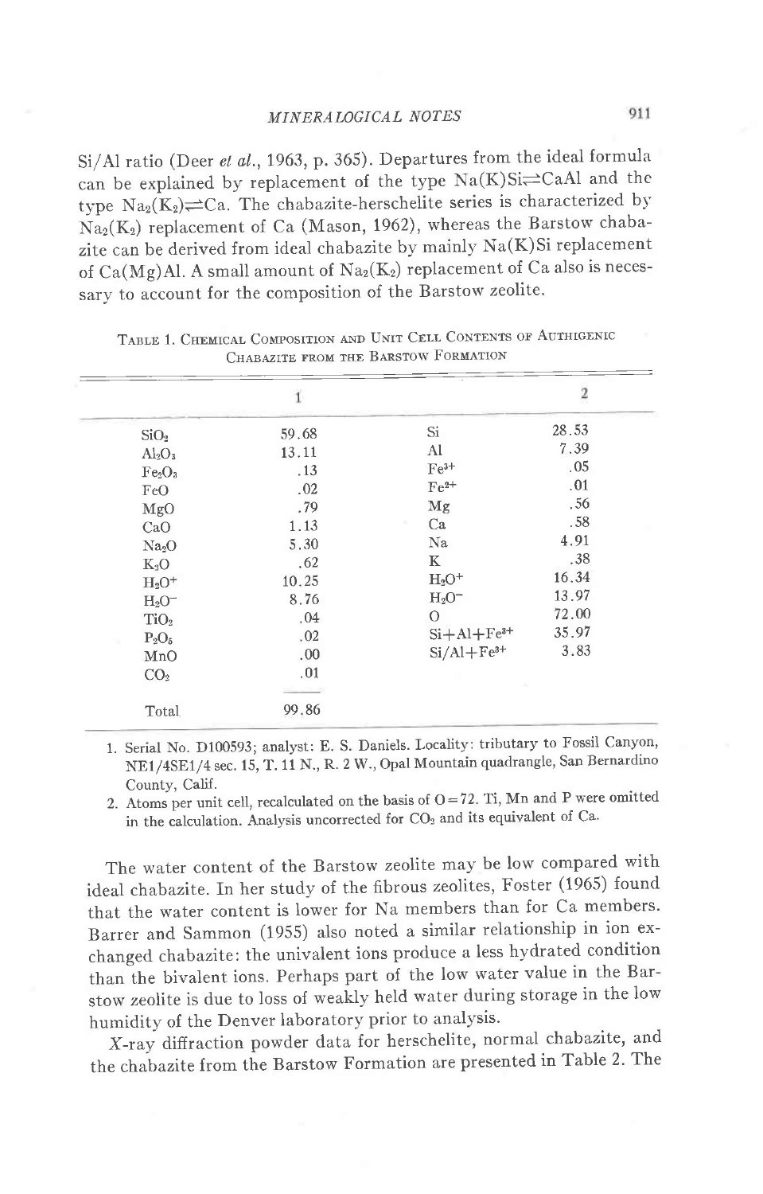Si/Al ratio (Deer *et al.*, 1963, p. 365). Departures from the ideal formula can be explained by replacement of the type Na(K)Si$\rightleftharpoons$CaAl and the type $Na_2(K_2)\rightleftharpoons$Ca. The chabazite-herschelite series is characterized by $Na_2(K_2)$ replacement of Ca (Mason, 1962), whereas the Barstow chabazite can be derived from ideal chabazite by mainly Na(K)Si replacement of Ca(Mg)Al. A small amount of $Na_2(K_2)$ replacement of Ca also is necessary to account for the composition of the Barstow zeolite.

TABLE 1. CHEMICAL COMPOSITION AND UNIT CELL CONTENTS OF AUTHIGENIC CHABAZITE FROM THE BARSTOW FORMATION

| | 1 | | 2 |
|---|---|---|---|
| $SiO_2$ | 59.68 | Si | 28.53 |
| $Al_2O_3$ | 13.11 | Al | 7.39 |
| $Fe_2O_3$ | .13 | $Fe^{3+}$ | .05 |
| FeO | .02 | $Fe^{2+}$ | .01 |
| MgO | .79 | Mg | .56 |
| CaO | 1.13 | Ca | .58 |
| $Na_2O$ | 5.30 | Na | 4.91 |
| $K_2O$ | .62 | K | .38 |
| $H_2O^+$ | 10.25 | $H_2O^+$ | 16.34 |
| $H_2O^-$ | 8.76 | $H_2O^-$ | 13.97 |
| $TiO_2$ | .04 | O | 72.00 |
| $P_2O_5$ | .02 | $Si+Al+Fe^{3+}$ | 35.97 |
| MnO | .00 | $Si/Al+Fe^{3+}$ | 3.83 |
| $CO_2$ | .01 | | |
| Total | 99.86 | | |

1. Serial No. D100593; analyst: E. S. Daniels. Locality: tributary to Fossil Canyon, NE1/4SE1/4 sec. 15, T. 11 N., R. 2 W., Opal Mountain quadrangle, San Bernardino County, Calif.
2. Atoms per unit cell, recalculated on the basis of O = 72. Ti, Mn and P were omitted in the calculation. Analysis uncorrected for $CO_2$ and its equivalent of Ca.

The water content of the Barstow zeolite may be low compared with ideal chabazite. In her study of the fibrous zeolites, Foster (1965) found that the water content is lower for Na members than for Ca members. Barrer and Sammon (1955) also noted a similar relationship in ion exchanged chabazite: the univalent ions produce a less hydrated condition than the bivalent ions. Perhaps part of the low water value in the Barstow zeolite is due to loss of weakly held water during storage in the low humidity of the Denver laboratory prior to analysis.

*X*-ray diffraction powder data for herschelite, normal chabazite, and the chabazite from the Barstow Formation are presented in Table 2. The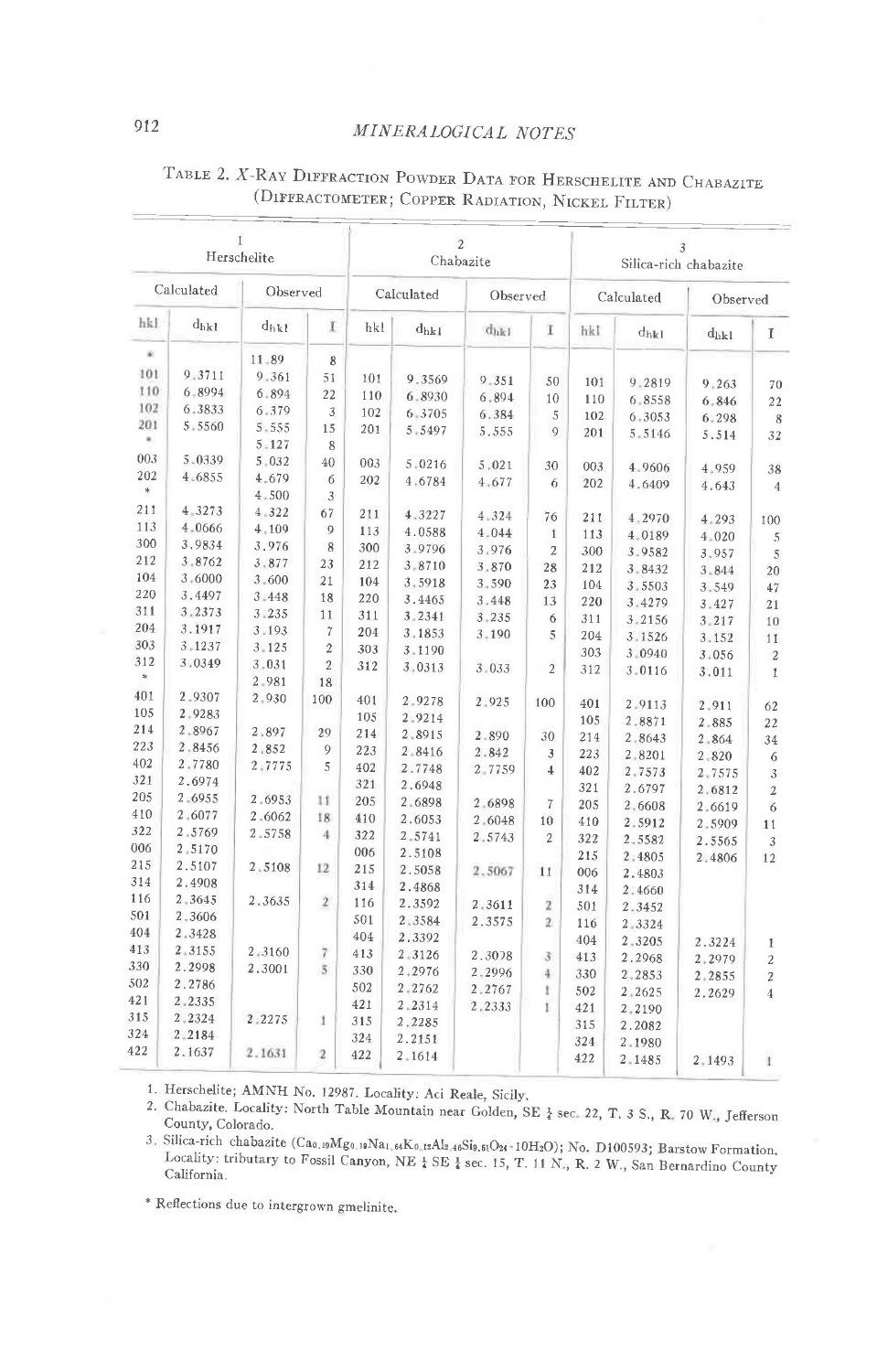TABLE 2. *X*-RAY DIFFRACTION POWDER DATA FOR HERSCHELITE AND CHABAZITE (DIFFRACTOMETER; COPPER RADIATION, NICKEL FILTER)

| 1 Herschelite | | | | 2 Chabazite | | | | 3 Silica-rich chabazite | | | |
|---|---|---|---|---|---|---|---|---|---|---|---|
| Calculated | | Observed | | Calculated | | Observed | | Calculated | | Observed | |
| hkl | $d_{hkl}$ | $d_{hkl}$ | I | hkl | $d_{hkl}$ | $d_{hkl}$ | I | hkl | $d_{hkl}$ | $d_{hkl}$ | I |
| * | | 11.89 | 8 | | | | | | | | |
| 101 | 9.3711 | 9.361 | 51 | 101 | 9.3569 | 9.351 | 50 | 101 | 9.2819 | 9.263 | 70 |
| 110 | 6.8994 | 6.894 | 22 | 110 | 6.8930 | 6.894 | 10 | 110 | 6.8558 | 6.846 | 22 |
| 102 | 6.3833 | 6.379 | 3 | 102 | 6.3705 | 6.384 | 5 | 102 | 6.3053 | 6.298 | 8 |
| 201 | 5.5560 | 5.555 | 15 | 201 | 5.5497 | 5.555 | 9 | 201 | 5.5146 | 5.514 | 32 |
| * | | 5.127 | 8 | | | | | | | | |
| 003 | 5.0339 | 5.032 | 40 | 003 | 5.0216 | 5.021 | 30 | 003 | 4.9606 | 4.959 | 38 |
| 202 | 4.6855 | 4.679 | 6 | 202 | 4.6784 | 4.677 | 6 | 202 | 4.6409 | 4.643 | 4 |
| * | | 4.500 | 3 | | | | | | | | |
| 211 | 4.3273 | 4.322 | 67 | 211 | 4.3227 | 4.324 | 76 | 211 | 4.2970 | 4.293 | 100 |
| 113 | 4.0666 | 4.109 | 9 | 113 | 4.0588 | 4.044 | 1 | 113 | 4.0189 | 4.020 | 5 |
| 300 | 3.9834 | 3.976 | 8 | 300 | 3.9796 | 3.976 | 2 | 300 | 3.9582 | 3.957 | 5 |
| 212 | 3.8762 | 3.877 | 23 | 212 | 3.8710 | 3.870 | 28 | 212 | 3.8432 | 3.844 | 20 |
| 104 | 3.6000 | 3.600 | 21 | 104 | 3.5918 | 3.590 | 23 | 104 | 3.5503 | 3.549 | 47 |
| 220 | 3.4497 | 3.448 | 18 | 220 | 3.4465 | 3.448 | 13 | 220 | 3.4279 | 3.427 | 21 |
| 311 | 3.2373 | 3.235 | 11 | 311 | 3.2341 | 3.235 | 6 | 311 | 3.2156 | 3.217 | 10 |
| 204 | 3.1917 | 3.193 | 7 | 204 | 3.1853 | 3.190 | 5 | 204 | 3.1526 | 3.152 | 11 |
| 303 | 3.1237 | 3.125 | 2 | 303 | 3.1190 | | | 303 | 3.0940 | 3.056 | 2 |
| 312 | 3.0349 | 3.031 | 2 | 312 | 3.0313 | 3.033 | 2 | 312 | 3.0116 | 3.011 | 1 |
| * | | 2.981 | 18 | | | | | | | | |
| 401 | 2.9307 | 2.930 | 100 | 401 | 2.9278 | 2.925 | 100 | 401 | 2.9113 | 2.911 | 62 |
| 105 | 2.9283 | | | 105 | 2.9214 | | | 105 | 2.8871 | 2.885 | 22 |
| 214 | 2.8967 | 2.897 | 29 | 214 | 2.8915 | 2.890 | 30 | 214 | 2.8643 | 2.864 | 34 |
| 223 | 2.8456 | 2.852 | 9 | 223 | 2.8416 | 2.842 | 3 | 223 | 2.8201 | 2.820 | 6 |
| 402 | 2.7780 | 2.7775 | 5 | 402 | 2.7748 | 2.7759 | 4 | 402 | 2.7573 | 2.7575 | 3 |
| 321 | 2.6974 | | | 321 | 2.6948 | | | 321 | 2.6797 | 2.6812 | 2 |
| 205 | 2.6955 | 2.6953 | 11 | 205 | 2.6898 | 2.6898 | 7 | 205 | 2.6608 | 2.6619 | 6 |
| 410 | 2.6077 | 2.6062 | 18 | 410 | 2.6053 | 2.6048 | 10 | 410 | 2.5912 | 2.5909 | 11 |
| 322 | 2.5769 | 2.5758 | 4 | 322 | 2.5741 | 2.5743 | 2 | 322 | 2.5582 | 2.5565 | 3 |
| 006 | 2.5170 | | | 006 | 2.5108 | | | 215 | 2.4805 | 2.4806 | 12 |
| 215 | 2.5107 | 2.5108 | 12 | 215 | 2.5058 | 2.5067 | 11 | 006 | 2.4803 | | |
| 314 | 2.4908 | | | 314 | 2.4868 | | | 314 | 2.4660 | | |
| 116 | 2.3645 | 2.3635 | 2 | 116 | 2.3592 | 2.3611 | 2 | 501 | 2.3452 | | |
| 501 | 2.3606 | | | 501 | 2.3584 | 2.3575 | 2 | 116 | 2.3324 | | |
| 404 | 2.3428 | | | 404 | 2.3392 | | | 404 | 2.3205 | 2.3224 | 1 |
| 413 | 2.3155 | 2.3160 | 7 | 413 | 2.3126 | 2.3038 | 3 | 413 | 2.2968 | 2.2979 | 2 |
| 330 | 2.2998 | 2.3001 | 5 | 330 | 2.2976 | 2.2996 | 4 | 330 | 2.2853 | 2.2855 | 2 |
| 502 | 2.2786 | | | 502 | 2.2762 | 2.2767 | 1 | 502 | 2.2625 | 2.2629 | 4 |
| 421 | 2.2335 | | | 421 | 2.2314 | 2.2333 | 1 | 421 | 2.2190 | | |
| 315 | 2.2324 | 2.2275 | 1 | 315 | 2.2285 | | | 315 | 2.2082 | | |
| 324 | 2.2184 | | | 324 | 2.2151 | | | 324 | 2.1980 | | |
| 422 | 2.1637 | 2.1631 | 2 | 422 | 2.1614 | | | 422 | 2.1485 | 2.1493 | 1 |

1. Herschelite; AMNH No. 12987. Locality: Aci Reale, Sicily.
2. Chabazite. Locality: North Table Mountain near Golden, SE ¼ sec. 22, T. 3 S., R. 70 W., Jefferson County, Colorado.
3. Silica-rich chabazite ($Ca_{0.10}Mg_{0.10}Na_{1.64}K_{0.12}Al_{2.46}Si_{9.51}O_{24}\cdot 10H_2O$); No. D100593; Barstow Formation. Locality: tributary to Fossil Canyon, NE ¼ SE ¼ sec. 15, T. 11 N., R. 2 W., San Bernardino County California.

\* Reflections due to intergrown gmelinite.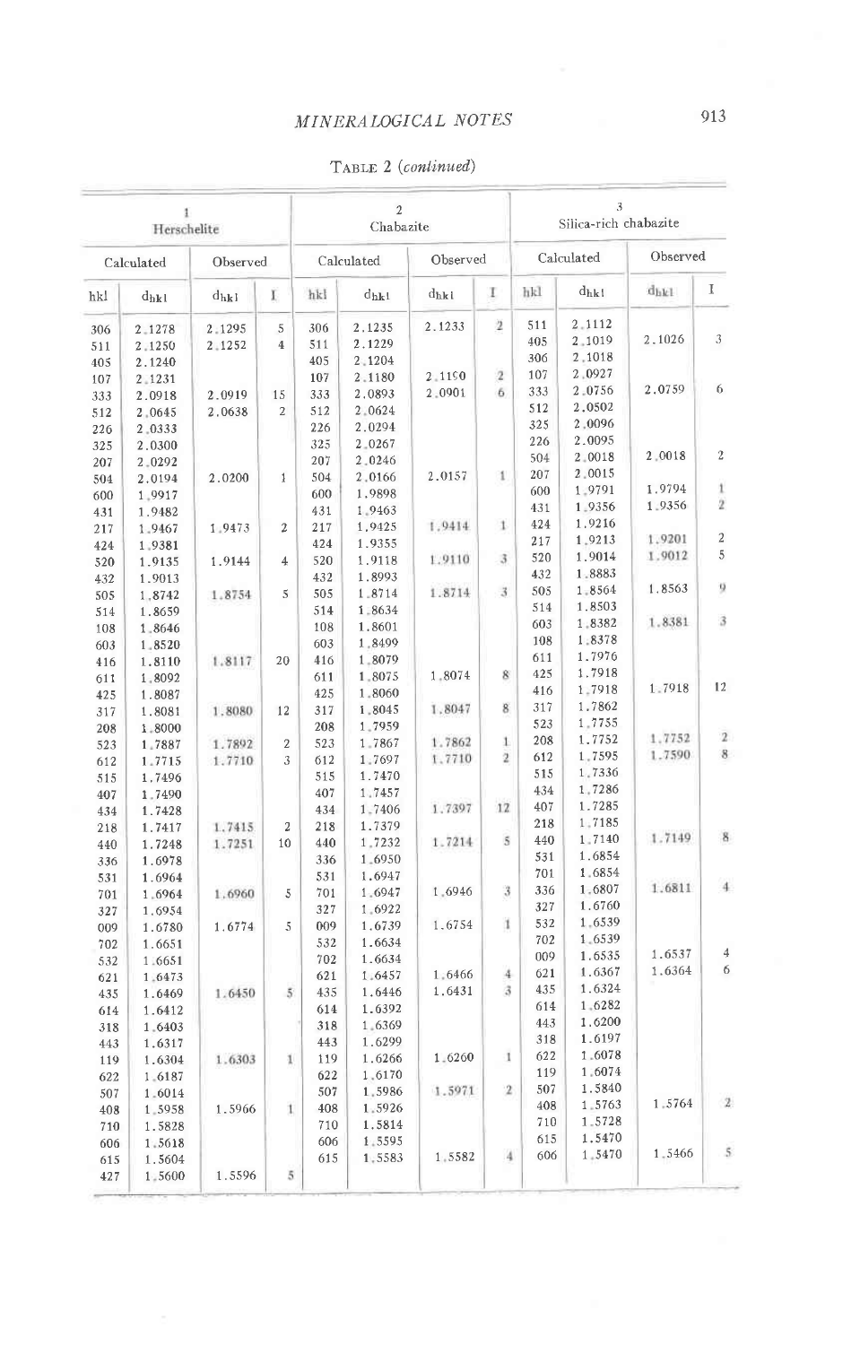TABLE 2 (*continued*)

| 1 Herschelite | | | | 2 Chabazite | | | | 3 Silica-rich chabazite | | | |
|---|---|---|---|---|---|---|---|---|---|---|---|
| Calculated | | Observed | | Calculated | | Observed | | Calculated | | Observed | |
| hkl | $d_{hkl}$ | $d_{hkl}$ | I | hkl | $d_{hkl}$ | $d_{hkl}$ | I | hkl | $d_{hkl}$ | $d_{hkl}$ | I |
| 306 | 2.1278 | 2.1295 | 5 | 306 | 2.1235 | 2.1233 | 2 | 511 | 2.1112 | | |
| 511 | 2.1250 | 2.1252 | 4 | 511 | 2.1229 | | | 405 | 2.1019 | 2.1026 | 3 |
| 405 | 2.1240 | | | 405 | 2.1204 | | | 306 | 2.1018 | | |
| 107 | 2.1231 | | | 107 | 2.1180 | 2.1190 | 2 | 107 | 2.0927 | | |
| 333 | 2.0918 | 2.0919 | 15 | 333 | 2.0893 | 2.0901 | 6 | 333 | 2.0756 | 2.0759 | 6 |
| 512 | 2.0645 | 2.0638 | 2 | 512 | 2.0624 | | | 512 | 2.0502 | | |
| 226 | 2.0333 | | | 226 | 2.0294 | | | 325 | 2.0096 | | |
| 325 | 2.0300 | | | 325 | 2.0267 | | | 226 | 2.0095 | | |
| 207 | 2.0292 | | | 207 | 2.0246 | | | 504 | 2.0018 | 2.0018 | 2 |
| 504 | 2.0194 | 2.0200 | 1 | 504 | 2.0166 | 2.0157 | 1 | 207 | 2.0015 | | |
| 600 | 1.9917 | | | 600 | 1.9898 | | | 600 | 1.9791 | 1.9794 | 1 |
| 431 | 1.9482 | | | 431 | 1.9463 | | | 431 | 1.9356 | 1.9356 | 2 |
| 217 | 1.9467 | 1.9473 | 2 | 217 | 1.9425 | 1.9414 | 1 | 424 | 1.9216 | | |
| 424 | 1.9381 | | | 424 | 1.9355 | | | 217 | 1.9213 | 1.9201 | 2 |
| 520 | 1.9135 | 1.9144 | 4 | 520 | 1.9118 | 1.9110 | 3 | 520 | 1.9014 | 1.9012 | 5 |
| 432 | 1.9013 | | | 432 | 1.8993 | | | 432 | 1.8883 | | |
| 505 | 1.8742 | 1.8754 | 5 | 505 | 1.8714 | 1.8714 | 3 | 505 | 1.8564 | 1.8563 | 9 |
| 514 | 1.8659 | | | 514 | 1.8634 | | | 514 | 1.8503 | | |
| 108 | 1.8646 | | | 108 | 1.8601 | | | 603 | 1.8382 | 1.8381 | 3 |
| 603 | 1.8520 | | | 603 | 1.8499 | | | 108 | 1.8378 | | |
| 416 | 1.8110 | 1.8117 | 20 | 416 | 1.8079 | | | 611 | 1.7976 | | |
| 611 | 1.8092 | | | 611 | 1.8075 | 1.8074 | 8 | 425 | 1.7918 | | |
| 425 | 1.8087 | | | 425 | 1.8060 | | | 416 | 1.7918 | 1.7918 | 12 |
| 317 | 1.8081 | 1.8080 | 12 | 317 | 1.8045 | 1.8047 | 8 | 317 | 1.7862 | | |
| 208 | 1.8000 | | | 208 | 1.7959 | | | 523 | 1.7755 | | |
| 523 | 1.7887 | 1.7892 | 2 | 523 | 1.7867 | 1.7862 | 1 | 208 | 1.7752 | 1.7752 | 2 |
| 612 | 1.7715 | 1.7710 | 3 | 612 | 1.7697 | 1.7710 | 2 | 612 | 1.7595 | 1.7590 | 8 |
| 515 | 1.7496 | | | 515 | 1.7470 | | | 515 | 1.7336 | | |
| 407 | 1.7490 | | | 407 | 1.7457 | | | 434 | 1.7286 | | |
| 434 | 1.7428 | | | 434 | 1.7406 | 1.7397 | 12 | 407 | 1.7285 | | |
| 218 | 1.7417 | 1.7415 | 2 | 218 | 1.7379 | | | 218 | 1.7185 | | |
| 440 | 1.7248 | 1.7251 | 10 | 440 | 1.7232 | 1.7214 | 5 | 440 | 1.7140 | 1.7149 | 8 |
| 336 | 1.6978 | | | 336 | 1.6950 | | | 531 | 1.6854 | | |
| 531 | 1.6964 | | | 531 | 1.6947 | | | 701 | 1.6854 | | |
| 701 | 1.6964 | 1.6960 | 5 | 701 | 1.6947 | 1.6946 | 3 | 336 | 1.6807 | 1.6811 | 4 |
| 327 | 1.6954 | | | 327 | 1.6922 | | | 327 | 1.6760 | | |
| 009 | 1.6780 | 1.6774 | 5 | 009 | 1.6739 | 1.6754 | 1 | 532 | 1.6539 | | |
| 702 | 1.6651 | | | 532 | 1.6634 | | | 702 | 1.6539 | | |
| 532 | 1.6651 | | | 702 | 1.6634 | | | 009 | 1.6535 | 1.6537 | 4 |
| 621 | 1.6473 | | | 621 | 1.6457 | 1.6466 | 4 | 621 | 1.6367 | 1.6364 | 6 |
| 435 | 1.6469 | 1.6450 | 5 | 435 | 1.6446 | 1.6431 | 3 | 435 | 1.6324 | | |
| 614 | 1.6412 | | | 614 | 1.6392 | | | 614 | 1.6282 | | |
| 318 | 1.6403 | | | 318 | 1.6369 | | | 443 | 1.6200 | | |
| 443 | 1.6317 | | | 443 | 1.6299 | | | 318 | 1.6197 | | |
| 119 | 1.6304 | 1.6303 | 1 | 119 | 1.6266 | 1.6260 | 1 | 622 | 1.6078 | | |
| 622 | 1.6187 | | | 622 | 1.6170 | | | 119 | 1.6074 | | |
| 507 | 1.6014 | | | 507 | 1.5986 | 1.5971 | 2 | 507 | 1.5840 | | |
| 408 | 1.5958 | 1.5966 | 1 | 408 | 1.5926 | | | 408 | 1.5763 | 1.5764 | 2 |
| 710 | 1.5828 | | | 710 | 1.5814 | | | 710 | 1.5728 | | |
| 606 | 1.5618 | | | 606 | 1.5595 | | | 615 | 1.5470 | | |
| 615 | 1.5604 | | | 615 | 1.5583 | 1.5582 | 4 | 606 | 1.5470 | 1.5466 | 5 |
| 427 | 1.5600 | 1.5596 | 5 | | | | | | | | |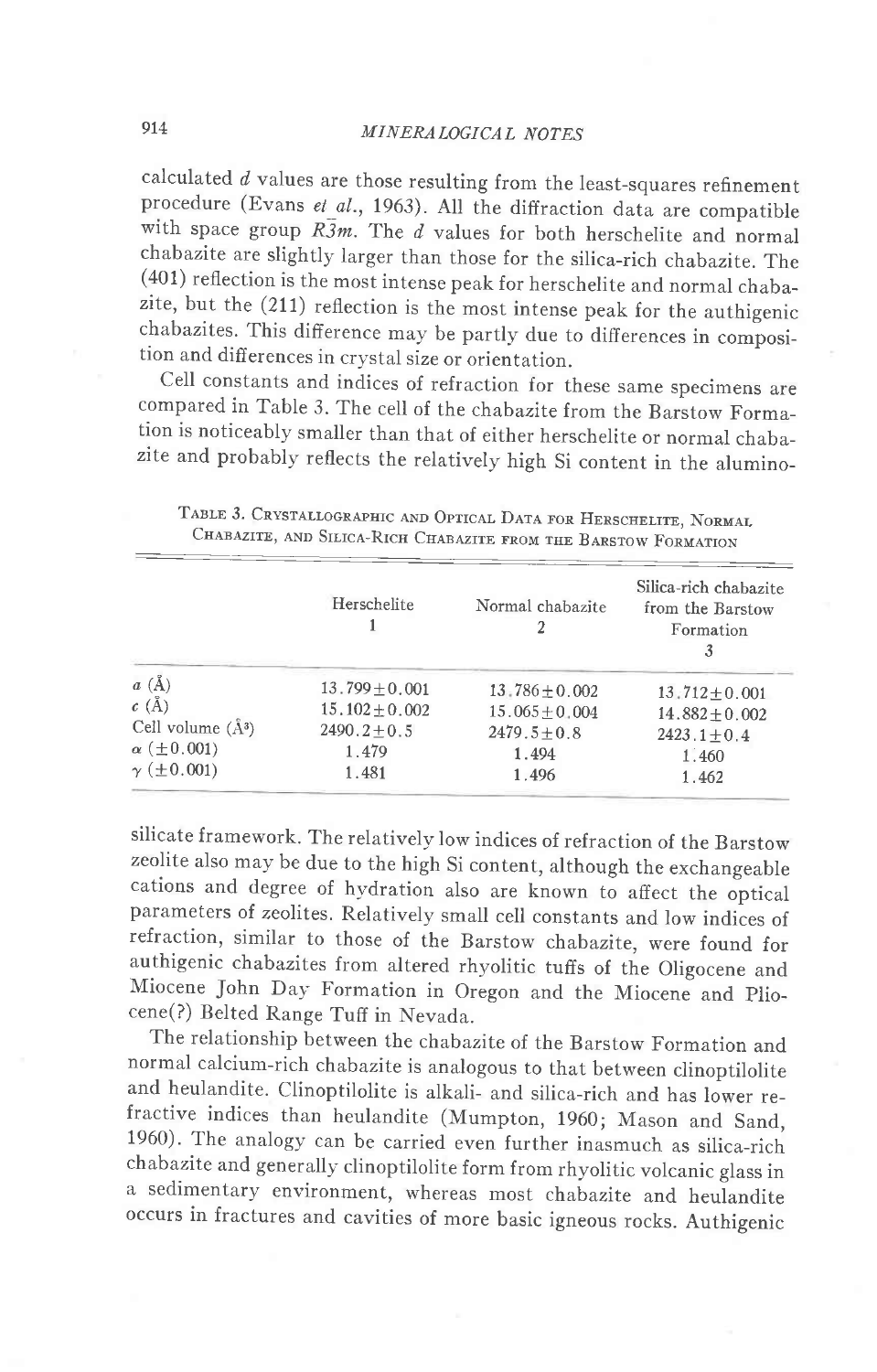calculated $d$ values are those resulting from the least-squares refinement procedure (Evans *et al.*, 1963). All the diffraction data are compatible with space group $R\bar{3}m$. The $d$ values for both herschelite and normal chabazite are slightly larger than those for the silica-rich chabazite. The (401) reflection is the most intense peak for herschelite and normal chabazite, but the (211) reflection is the most intense peak for the authigenic chabazites. This difference may be partly due to differences in composition and differences in crystal size or orientation.

Cell constants and indices of refraction for these same specimens are compared in Table 3. The cell of the chabazite from the Barstow Formation is noticeably smaller than that of either herschelite or normal chabazite and probably reflects the relatively high Si content in the aluminosilicate framework. The relatively low indices of refraction of the Barstow zeolite also may be due to the high Si content, although the exchangeable cations and degree of hydration also are known to affect the optical parameters of zeolites. Relatively small cell constants and low indices of refraction, similar to those of the Barstow chabazite, were found for authigenic chabazites from altered rhyolitic tuffs of the Oligocene and Miocene John Day Formation in Oregon and the Miocene and Pliocene(?) Belted Range Tuff in Nevada.

Table 3. Crystallographic and Optical Data for Herschelite, Normal Chabazite, and Silica-Rich Chabazite from the Barstow Formation

| | Herschelite 1 | Normal chabazite 2 | Silica-rich chabazite from the Barstow Formation 3 |
|---|---|---|---|
| $a$ (Å) | 13.799±0.001 | 13.786±0.002 | 13.712±0.001 |
| $c$ (Å) | 15.102±0.002 | 15.065±0.004 | 14.882±0.002 |
| Cell volume (Å$^3$) | 2490.2±0.5 | 2479.5±0.8 | 2423.1±0.4 |
| $\alpha$ (±0.001) | 1.479 | 1.494 | 1.460 |
| $\gamma$ (±0.001) | 1.481 | 1.496 | 1.462 |

The relationship between the chabazite of the Barstow Formation and normal calcium-rich chabazite is analogous to that between clinoptilolite and heulandite. Clinoptilolite is alkali- and silica-rich and has lower refractive indices than heulandite (Mumpton, 1960; Mason and Sand, 1960). The analogy can be carried even further inasmuch as silica-rich chabazite and generally clinoptilolite form from rhyolitic volcanic glass in a sedimentary environment, whereas most chabazite and heulandite occurs in fractures and cavities of more basic igneous rocks. Authigenic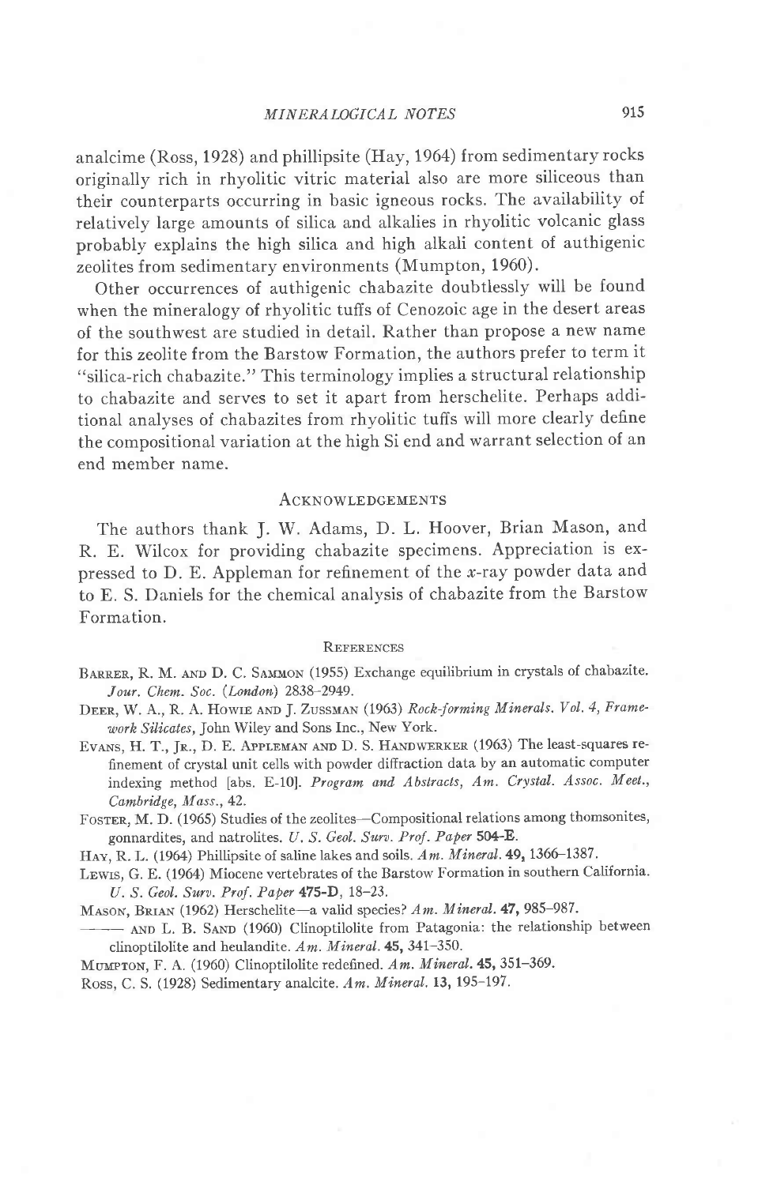analcime (Ross, 1928) and phillipsite (Hay, 1964) from sedimentary rocks originally rich in rhyolitic vitric material also are more siliceous than their counterparts occurring in basic igneous rocks. The availability of relatively large amounts of silica and alkalies in rhyolitic volcanic glass probably explains the high silica and high alkali content of authigenic zeolites from sedimentary environments (Mumpton, 1960).

Other occurrences of authigenic chabazite doubtlessly will be found when the mineralogy of rhyolitic tuffs of Cenozoic age in the desert areas of the southwest are studied in detail. Rather than propose a new name for this zeolite from the Barstow Formation, the authors prefer to term it "silica-rich chabazite." This terminology implies a structural relationship to chabazite and serves to set it apart from herschelite. Perhaps additional analyses of chabazites from rhyolitic tuffs will more clearly define the compositional variation at the high Si end and warrant selection of an end member name.

## Acknowledgements

The authors thank J. W. Adams, D. L. Hoover, Brian Mason, and R. E. Wilcox for providing chabazite specimens. Appreciation is expressed to D. E. Appleman for refinement of the *x*-ray powder data and to E. S. Daniels for the chemical analysis of chabazite from the Barstow Formation.

## References

Barrer, R. M. and D. C. Sammon (1955) Exchange equilibrium in crystals of chabazite. *Jour. Chem. Soc. (London)* 2838–2949.

Deer, W. A., R. A. Howie and J. Zussman (1963) *Rock-forming Minerals. Vol. 4, Framework Silicates*, John Wiley and Sons Inc., New York.

Evans, H. T., Jr., D. E. Appleman and D. S. Handwerker (1963) The least-squares refinement of crystal unit cells with powder diffraction data by an automatic computer indexing method [abs. E-10]. *Program and Abstracts, Am. Crystal. Assoc. Meet., Cambridge, Mass.*, 42.

Foster, M. D. (1965) Studies of the zeolites—Compositional relations among thomsonites, gonnardites, and natrolites. *U. S. Geol. Surv. Prof. Paper* **504-E**.

Hay, R. L. (1964) Phillipsite of saline lakes and soils. *Am. Mineral.* **49,** 1366–1387.

Lewis, G. E. (1964) Miocene vertebrates of the Barstow Formation in southern California. *U. S. Geol. Surv. Prof. Paper* **475-D**, 18–23.

Mason, Brian (1962) Herschelite—a valid species? *Am. Mineral.* **47,** 985–987.

——— and L. B. Sand (1960) Clinoptilolite from Patagonia: the relationship between clinoptilolite and heulandite. *Am. Mineral.* **45,** 341–350.

Mumpton, F. A. (1960) Clinoptilolite redefined. *Am. Mineral.* **45,** 351–369.

Ross, C. S. (1928) Sedimentary analcite. *Am. Mineral.* **13,** 195–197.